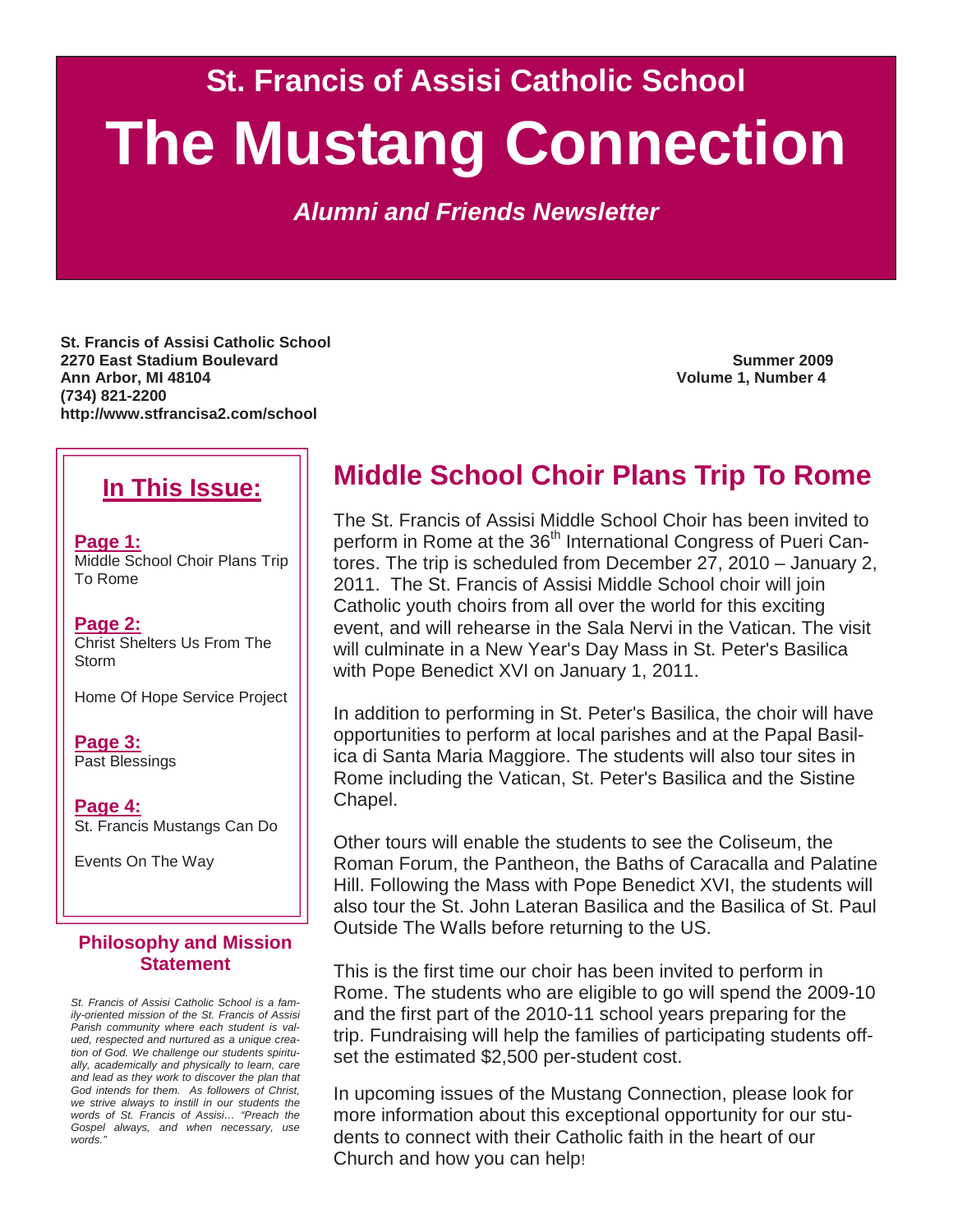# St. Francis of Assisi Catholic School

# The Mustang Connection

***Alumni and Friends Newsletter***

**St. Francis of Assisi Catholic School**
**2270 East Stadium Boulevard**
**Ann Arbor, MI 48104**
**(734) 821-2200**
**http://www.stfrancisa2.com/school**

**Summer 2009**
**Volume 1, Number 4**

## In This Issue:

**Page 1:**
Middle School Choir Plans Trip To Rome

**Page 2:**
Christ Shelters Us From The Storm

Home Of Hope Service Project

**Page 3:**
Past Blessings

**Page 4:**
St. Francis Mustangs Can Do

Events On The Way

### Philosophy and Mission Statement

*St. Francis of Assisi Catholic School is a family-oriented mission of the St. Francis of Assisi Parish community where each student is valued, respected and nurtured as a unique creation of God. We challenge our students spiritually, academically and physically to learn, care and lead as they work to discover the plan that God intends for them. As followers of Christ, we strive always to instill in our students the words of St. Francis of Assisi… "Preach the Gospel always, and when necessary, use words."*

## Middle School Choir Plans Trip To Rome

The St. Francis of Assisi Middle School Choir has been invited to perform in Rome at the 36th International Congress of Pueri Cantores. The trip is scheduled from December 27, 2010 – January 2, 2011. The St. Francis of Assisi Middle School choir will join Catholic youth choirs from all over the world for this exciting event, and will rehearse in the Sala Nervi in the Vatican. The visit will culminate in a New Year's Day Mass in St. Peter's Basilica with Pope Benedict XVI on January 1, 2011.

In addition to performing in St. Peter's Basilica, the choir will have opportunities to perform at local parishes and at the Papal Basilica di Santa Maria Maggiore. The students will also tour sites in Rome including the Vatican, St. Peter's Basilica and the Sistine Chapel.

Other tours will enable the students to see the Coliseum, the Roman Forum, the Pantheon, the Baths of Caracalla and Palatine Hill. Following the Mass with Pope Benedict XVI, the students will also tour the St. John Lateran Basilica and the Basilica of St. Paul Outside The Walls before returning to the US.

This is the first time our choir has been invited to perform in Rome. The students who are eligible to go will spend the 2009-10 and the first part of the 2010-11 school years preparing for the trip. Fundraising will help the families of participating students offset the estimated $2,500 per-student cost.

In upcoming issues of the Mustang Connection, please look for more information about this exceptional opportunity for our students to connect with their Catholic faith in the heart of our Church and how you can help!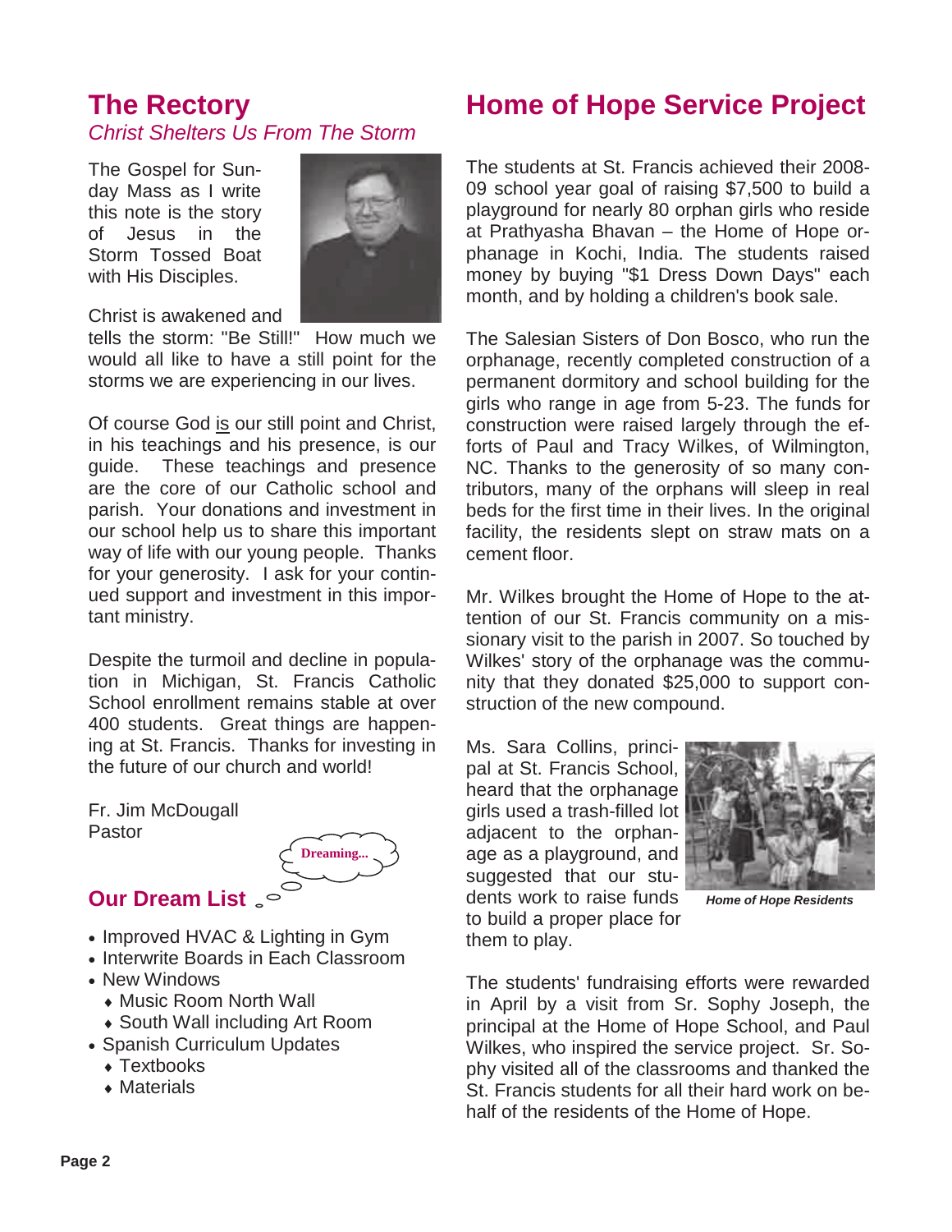## The Rectory

*Christ Shelters Us From The Storm*

The Gospel for Sunday Mass as I write this note is the story of Jesus in the Storm Tossed Boat with His Disciples.

Christ is awakened and tells the storm: "Be Still!" How much we would all like to have a still point for the storms we are experiencing in our lives.

Of course God is our still point and Christ, in his teachings and his presence, is our guide. These teachings and presence are the core of our Catholic school and parish. Your donations and investment in our school help us to share this important way of life with our young people. Thanks for your generosity. I ask for your continued support and investment in this important ministry.

Despite the turmoil and decline in population in Michigan, St. Francis Catholic School enrollment remains stable at over 400 students. Great things are happening at St. Francis. Thanks for investing in the future of our church and world!

Fr. Jim McDougall
Pastor

## Our Dream List

Dreaming...

- Improved HVAC & Lighting in Gym
- Interwrite Boards in Each Classroom
- New Windows
  - Music Room North Wall
  - South Wall including Art Room
- Spanish Curriculum Updates
  - Textbooks
  - Materials

## Home of Hope Service Project

The students at St. Francis achieved their 2008-09 school year goal of raising $7,500 to build a playground for nearly 80 orphan girls who reside at Prathyasha Bhavan – the Home of Hope orphanage in Kochi, India. The students raised money by buying "$1 Dress Down Days" each month, and by holding a children's book sale.

The Salesian Sisters of Don Bosco, who run the orphanage, recently completed construction of a permanent dormitory and school building for the girls who range in age from 5-23. The funds for construction were raised largely through the efforts of Paul and Tracy Wilkes, of Wilmington, NC. Thanks to the generosity of so many contributors, many of the orphans will sleep in real beds for the first time in their lives. In the original facility, the residents slept on straw mats on a cement floor.

Mr. Wilkes brought the Home of Hope to the attention of our St. Francis community on a missionary visit to the parish in 2007. So touched by Wilkes' story of the orphanage was the community that they donated $25,000 to support construction of the new compound.

Ms. Sara Collins, principal at St. Francis School, heard that the orphanage girls used a trash-filled lot adjacent to the orphanage as a playground, and suggested that our students work to raise funds to build a proper place for them to play.

***Home of Hope Residents***

The students' fundraising efforts were rewarded in April by a visit from Sr. Sophy Joseph, the principal at the Home of Hope School, and Paul Wilkes, who inspired the service project. Sr. Sophy visited all of the classrooms and thanked the St. Francis students for all their hard work on behalf of the residents of the Home of Hope.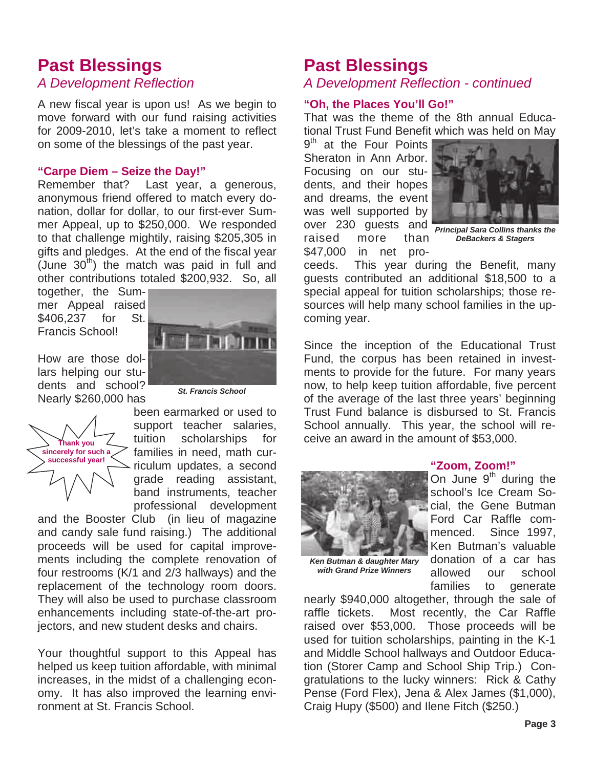# Past Blessings

*A Development Reflection*

A new fiscal year is upon us! As we begin to move forward with our fund raising activities for 2009-2010, let's take a moment to reflect on some of the blessings of the past year.

### "Carpe Diem – Seize the Day!"

Remember that? Last year, a generous, anonymous friend offered to match every donation, dollar for dollar, to our first-ever Summer Appeal, up to $250,000. We responded to that challenge mightily, raising $205,305 in gifts and pledges. At the end of the fiscal year (June 30th) the match was paid in full and other contributions totaled $200,932. So, all together, the Summer Appeal raised $406,237 for St. Francis School!

***St. Francis School***

How are those dollars helping our students and school? Nearly $260,000 has been earmarked or used to support teacher salaries, tuition scholarships for families in need, math curriculum updates, a second grade reading assistant, band instruments, teacher professional development and the Booster Club (in lieu of magazine and candy sale fund raising.) The additional proceeds will be used for capital improvements including the complete renovation of four restrooms (K/1 and 2/3 hallways) and the replacement of the technology room doors. They will also be used to purchase classroom enhancements including state-of-the-art projectors, and new student desks and chairs.

**Thank you sincerely for such a successful year!**

Your thoughtful support to this Appeal has helped us keep tuition affordable, with minimal increases, in the midst of a challenging economy. It has also improved the learning environment at St. Francis School.

# Past Blessings

*A Development Reflection - continued*

### "Oh, the Places You'll Go!"

That was the theme of the 8th annual Educational Trust Fund Benefit which was held on May 9th at the Four Points Sheraton in Ann Arbor. Focusing on our students, and their hopes and dreams, the event was well supported by over 230 guests and raised more than $47,000 in net proceeds. This year during the Benefit, many guests contributed an additional $18,500 to a special appeal for tuition scholarships; those resources will help many school families in the upcoming year.

***Principal Sara Collins thanks the DeBackers & Stagers***

Since the inception of the Educational Trust Fund, the corpus has been retained in investments to provide for the future. For many years now, to help keep tuition affordable, five percent of the average of the last three years' beginning Trust Fund balance is disbursed to St. Francis School annually. This year, the school will receive an award in the amount of $53,000.

### "Zoom, Zoom!"

On June 9th during the school's Ice Cream Social, the Gene Butman Ford Car Raffle commenced. Since 1997, Ken Butman's valuable donation of a car has allowed our school families to generate nearly $940,000 altogether, through the sale of raffle tickets. Most recently, the Car Raffle raised over $53,000. Those proceeds will be used for tuition scholarships, painting in the K-1 and Middle School hallways and Outdoor Education (Storer Camp and School Ship Trip.) Congratulations to the lucky winners: Rick & Cathy Pense (Ford Flex), Jena & Alex James ($1,000), Craig Hupy ($500) and Ilene Fitch ($250.)

***Ken Butman & daughter Mary with Grand Prize Winners***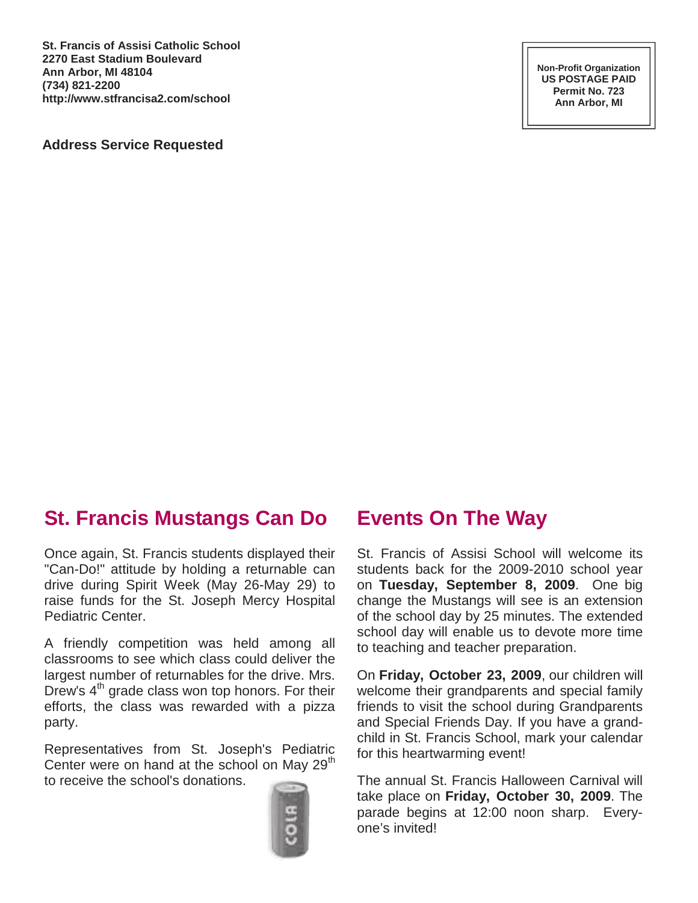**St. Francis of Assisi Catholic School**
**2270 East Stadium Boulevard**
**Ann Arbor, MI 48104**
**(734) 821-2200**
**http://www.stfrancisa2.com/school**

**Address Service Requested**

**Non-Profit Organization**
**US POSTAGE PAID**
**Permit No. 723**
**Ann Arbor, MI**

## St. Francis Mustangs Can Do

Once again, St. Francis students displayed their "Can-Do!" attitude by holding a returnable can drive during Spirit Week (May 26-May 29) to raise funds for the St. Joseph Mercy Hospital Pediatric Center.

A friendly competition was held among all classrooms to see which class could deliver the largest number of returnables for the drive. Mrs. Drew's 4th grade class won top honors. For their efforts, the class was rewarded with a pizza party.

Representatives from St. Joseph's Pediatric Center were on hand at the school on May 29th to receive the school's donations.

## Events On The Way

St. Francis of Assisi School will welcome its students back for the 2009-2010 school year on **Tuesday, September 8, 2009**. One big change the Mustangs will see is an extension of the school day by 25 minutes. The extended school day will enable us to devote more time to teaching and teacher preparation.

On **Friday, October 23, 2009**, our children will welcome their grandparents and special family friends to visit the school during Grandparents and Special Friends Day. If you have a grandchild in St. Francis School, mark your calendar for this heartwarming event!

The annual St. Francis Halloween Carnival will take place on **Friday, October 30, 2009**. The parade begins at 12:00 noon sharp. Everyone's invited!